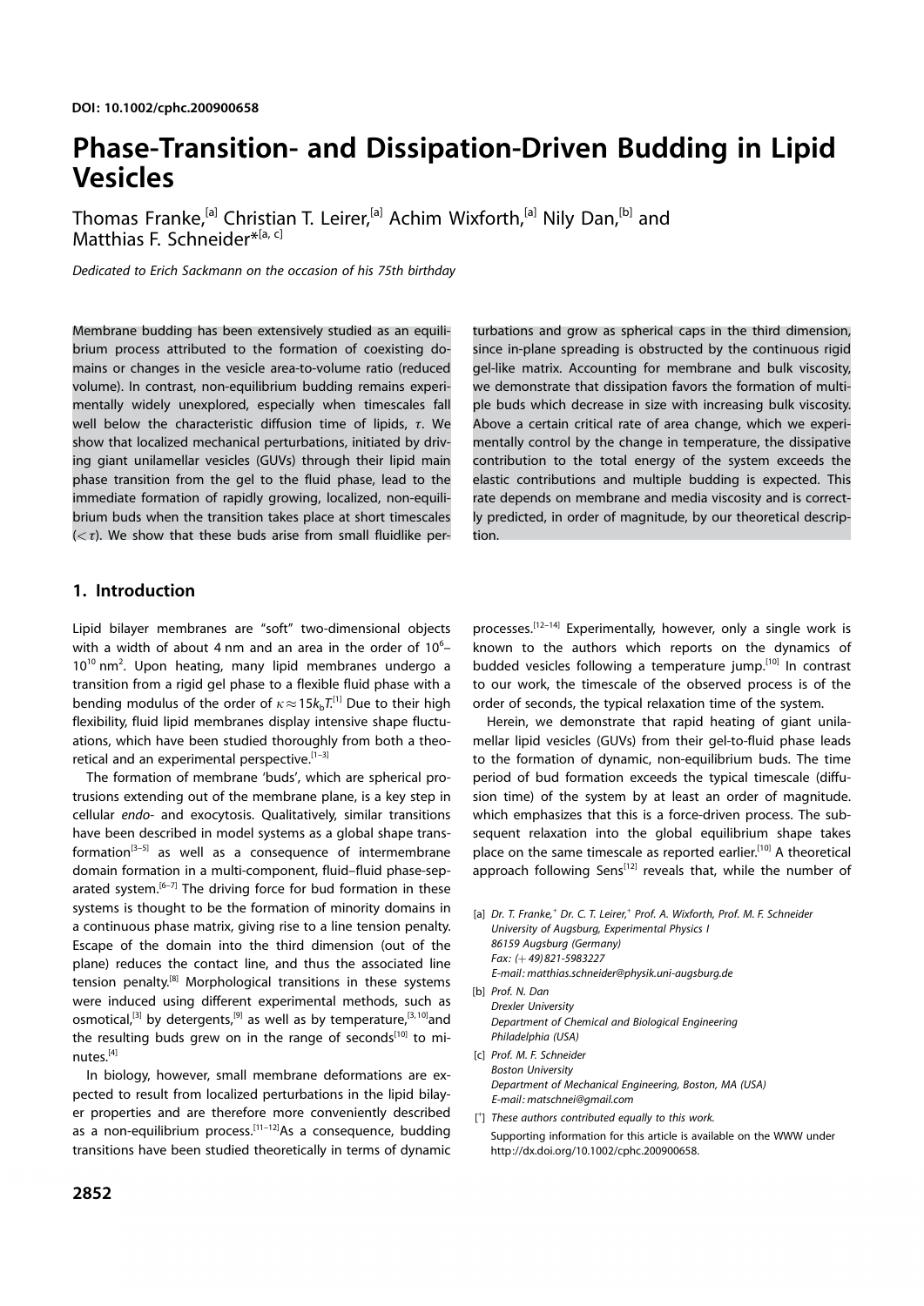DOI: 10.1002/cphc.200900658

# Phase-Transition- and Dissipation-Driven Budding in Lipid Vesicles

Thomas Franke,[a] Christian T. Leirer,[a] Achim Wixforth,[a] Nily Dan,[b] and Matthias F. Schneider*[a, c]

*Dedicated to Erich Sackmann on the occasion of his 75th birthday*

Membrane budding has been extensively studied as an equilibrium process attributed to the formation of coexisting domains or changes in the vesicle area-to-volume ratio (reduced volume). In contrast, non-equilibrium budding remains experimentally widely unexplored, especially when timescales fall well below the characteristic diffusion time of lipids, $\tau$. We show that localized mechanical perturbations, initiated by driving giant unilamellar vesicles (GUVs) through their lipid main phase transition from the gel to the fluid phase, lead to the immediate formation of rapidly growing, localized, non-equilibrium buds when the transition takes place at short timescales ($<\tau$). We show that these buds arise from small fluidlike perturbations and grow as spherical caps in the third dimension, since in-plane spreading is obstructed by the continuous rigid gel-like matrix. Accounting for membrane and bulk viscosity, we demonstrate that dissipation favors the formation of multiple buds which decrease in size with increasing bulk viscosity. Above a certain critical rate of area change, which we experimentally control by the change in temperature, the dissipative contribution to the total energy of the system exceeds the elastic contributions and multiple budding is expected. This rate depends on membrane and media viscosity and is correctly predicted, in order of magnitude, by our theoretical description.

## 1. Introduction

Lipid bilayer membranes are "soft" two-dimensional objects with a width of about 4 nm and an area in the order of $10^6$–$10^{10}$ nm$^2$. Upon heating, many lipid membranes undergo a transition from a rigid gel phase to a flexible fluid phase with a bending modulus of the order of $\kappa \approx 15 k_b T$.[1] Due to their high flexibility, fluid lipid membranes display intensive shape fluctuations, which have been studied thoroughly from both a theoretical and an experimental perspective.[1–3]

The formation of membrane 'buds', which are spherical protrusions extending out of the membrane plane, is a key step in cellular *endo*- and exocytosis. Qualitatively, similar transitions have been described in model systems as a global shape transformation[3–5] as well as a consequence of intermembrane domain formation in a multi-component, fluid–fluid phase-separated system.[6–7] The driving force for bud formation in these systems is thought to be the formation of minority domains in a continuous phase matrix, giving rise to a line tension penalty. Escape of the domain into the third dimension (out of the plane) reduces the contact line, and thus the associated line tension penalty.[8] Morphological transitions in these systems were induced using different experimental methods, such as osmotical,[3] by detergents,[9] as well as by temperature,[3,10] and the resulting buds grew on in the range of seconds[10] to minutes.[4]

In biology, however, small membrane deformations are expected to result from localized perturbations in the lipid bilayer properties and are therefore more conveniently described as a non-equilibrium process.[11–12] As a consequence, budding transitions have been studied theoretically in terms of dynamic processes.[12–14] Experimentally, however, only a single work is known to the authors which reports on the dynamics of budded vesicles following a temperature jump.[10] In contrast to our work, the timescale of the observed process is of the order of seconds, the typical relaxation time of the system.

Herein, we demonstrate that rapid heating of giant unilamellar lipid vesicles (GUVs) from their gel-to-fluid phase leads to the formation of dynamic, non-equilibrium buds. The time period of bud formation exceeds the typical timescale (diffusion time) of the system by at least an order of magnitude. which emphasizes that this is a force-driven process. The subsequent relaxation into the global equilibrium shape takes place on the same timescale as reported earlier.[10] A theoretical approach following Sens[12] reveals that, while the number of

[a] Dr. T. Franke,[+] Dr. C. T. Leirer,[+] Prof. A. Wixforth, Prof. M. F. Schneider
University of Augsburg, Experimental Physics I
86159 Augsburg (Germany)
Fax: (+49) 821-5983227
E-mail: matthias.schneider@physik.uni-augsburg.de

[b] Prof. N. Dan
Drexler University
Department of Chemical and Biological Engineering
Philadelphia (USA)

[c] Prof. M. F. Schneider
Boston University
Department of Mechanical Engineering, Boston, MA (USA)
E-mail: matschnei@gmail.com

[+] These authors contributed equally to this work.

Supporting information for this article is available on the WWW under http://dx.doi.org/10.1002/cphc.200900658.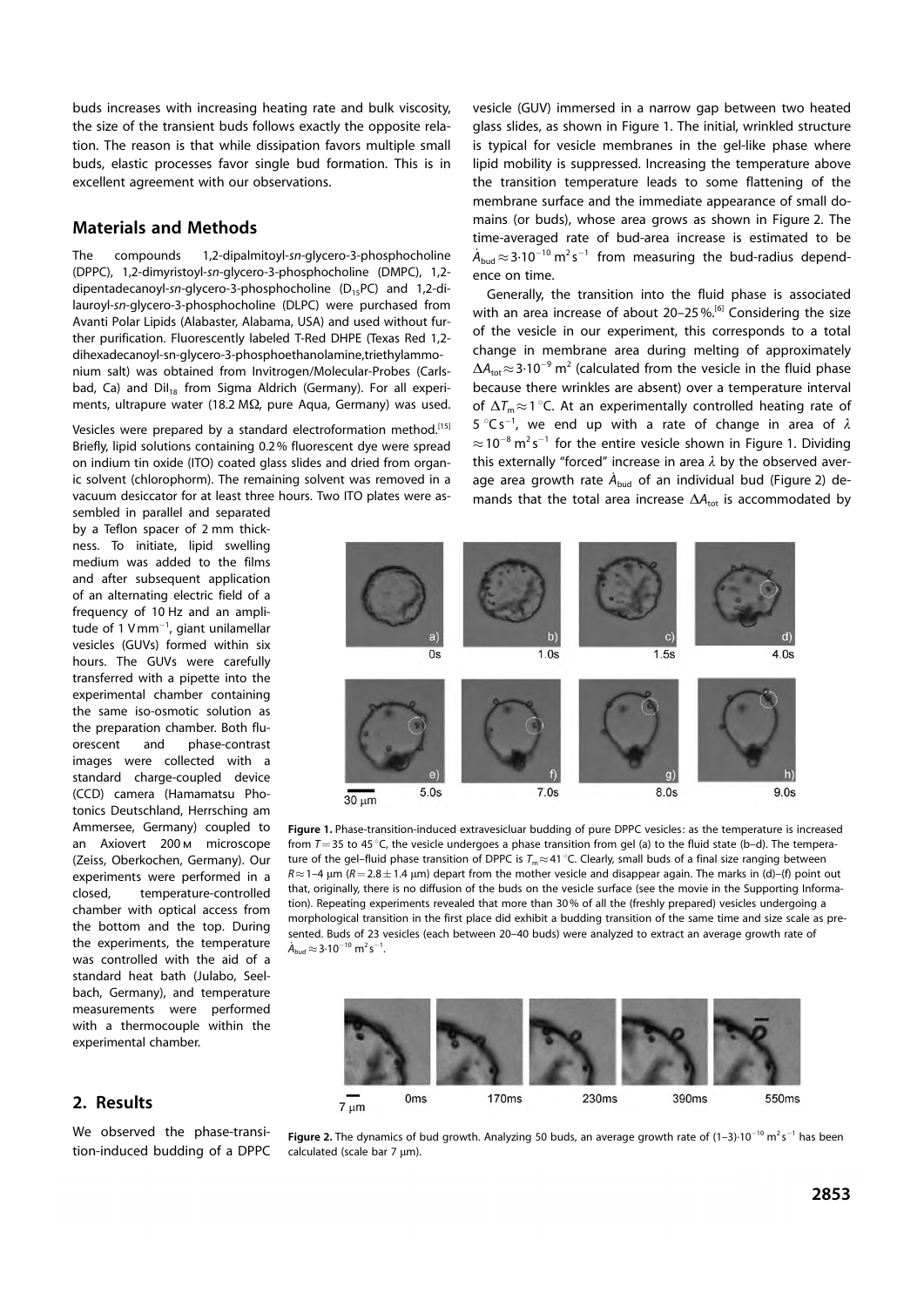buds increases with increasing heating rate and bulk viscosity, the size of the transient buds follows exactly the opposite relation. The reason is that while dissipation favors multiple small buds, elastic processes favor single bud formation. This is in excellent agreement with our observations.

## Materials and Methods

The compounds 1,2-dipalmitoyl-*sn*-glycero-3-phosphocholine (DPPC), 1,2-dimyristoyl-*sn*-glycero-3-phosphocholine (DMPC), 1,2-dipentadecanoyl-*sn*-glycero-3-phosphocholine ($D_{15}PC$) and 1,2-dilauroyl-*sn*-glycero-3-phosphocholine (DLPC) were purchased from Avanti Polar Lipids (Alabaster, Alabama, USA) and used without further purification. Fluorescently labeled T-Red DHPE (Texas Red 1,2-dihexadecanoyl-sn-glycero-3-phosphoethanolamine,triethylammonium salt) was obtained from Invitrogen/Molecular-Probes (Carlsbad, Ca) and $DiI_{18}$ from Sigma Aldrich (Germany). For all experiments, ultrapure water (18.2 MΩ, pure Aqua, Germany) was used.

Vesicles were prepared by a standard electroformation method.[15] Briefly, lipid solutions containing 0.2% fluorescent dye were spread on indium tin oxide (ITO) coated glass slides and dried from organic solvent (chlorophorm). The remaining solvent was removed in a vacuum desiccator for at least three hours. Two ITO plates were assembled in parallel and separated by a Teflon spacer of 2 mm thickness. To initiate, lipid swelling medium was added to the films and after subsequent application of an alternating electric field of a frequency of 10 Hz and an amplitude of 1 V mm$^{-1}$, giant unilamellar vesicles (GUVs) formed within six hours. The GUVs were carefully transferred with a pipette into the experimental chamber containing the same iso-osmotic solution as the preparation chamber. Both fluorescent and phase-contrast images were collected with a standard charge-coupled device (CCD) camera (Hamamatsu Photonics Deutschland, Herrsching am Ammersee, Germany) coupled to an Axiovert 200 M microscope (Zeiss, Oberkochen, Germany). Our experiments were performed in a closed, temperature-controlled chamber with optical access from the bottom and the top. During the experiments, the temperature was controlled with the aid of a standard heat bath (Julabo, Seelbach, Germany), and temperature measurements were performed with a thermocouple within the experimental chamber.

## 2. Results

We observed the phase-transition-induced budding of a DPPC vesicle (GUV) immersed in a narrow gap between two heated glass slides, as shown in Figure 1. The initial, wrinkled structure is typical for vesicle membranes in the gel-like phase where lipid mobility is suppressed. Increasing the temperature above the transition temperature leads to some flattening of the membrane surface and the immediate appearance of small domains (or buds), whose area grows as shown in Figure 2. The time-averaged rate of bud-area increase is estimated to be $\dot{A}_{bud} \approx 3{\cdot}10^{-10}\ \mathrm{m^2\,s^{-1}}$ from measuring the bud-radius dependence on time.

Generally, the transition into the fluid phase is associated with an area increase of about 20–25%.[6] Considering the size of the vesicle in our experiment, this corresponds to a total change in membrane area during melting of approximately $\Delta A_{tot} \approx 3{\cdot}10^{-9}\ \mathrm{m^2}$ (calculated from the vesicle in the fluid phase because there wrinkles are absent) over a temperature interval of $\Delta T_m \approx 1\,^{\circ}\mathrm{C}$. At an experimentally controlled heating rate of $5\,^{\circ}\mathrm{C\,s^{-1}}$, we end up with a rate of change in area of $\lambda \approx 10^{-8}\ \mathrm{m^2\,s^{-1}}$ for the entire vesicle shown in Figure 1. Dividing this externally "forced" increase in area $\lambda$ by the observed average area growth rate $\dot{A}_{bud}$ of an individual bud (Figure 2) demands that the total area increase $\Delta A_{tot}$ is accommodated by

**Figure 1.** Phase-transition-induced extravesicluar budding of pure DPPC vesicles: as the temperature is increased from $T = 35$ to $45\,^{\circ}\mathrm{C}$, the vesicle undergoes a phase transition from gel (a) to the fluid state (b–d). The temperature of the gel–fluid phase transition of DPPC is $T_m \approx 41\,^{\circ}\mathrm{C}$. Clearly, small buds of a final size ranging between $R \approx 1$–$4\ \mu\mathrm{m}$ ($R = 2.8 \pm 1.4\ \mu\mathrm{m}$) depart from the mother vesicle and disappear again. The marks in (d)–(f) point out that, originally, there is no diffusion of the buds on the vesicle surface (see the movie in the Supporting Information). Repeating experiments revealed that more than 30% of all the (freshly prepared) vesicles undergoing a morphological transition in the first place did exhibit a budding transition of the same time and size scale as presented. Buds of 23 vesicles (each between 20–40 buds) were analyzed to extract an average growth rate of $\dot{A}_{bud} \approx 3{\cdot}10^{-10}\ \mathrm{m^2\,s^{-1}}$.

**Figure 2.** The dynamics of bud growth. Analyzing 50 buds, an average growth rate of $(1\text{–}3){\cdot}10^{-10}\ \mathrm{m^2\,s^{-1}}$ has been calculated (scale bar 7 μm).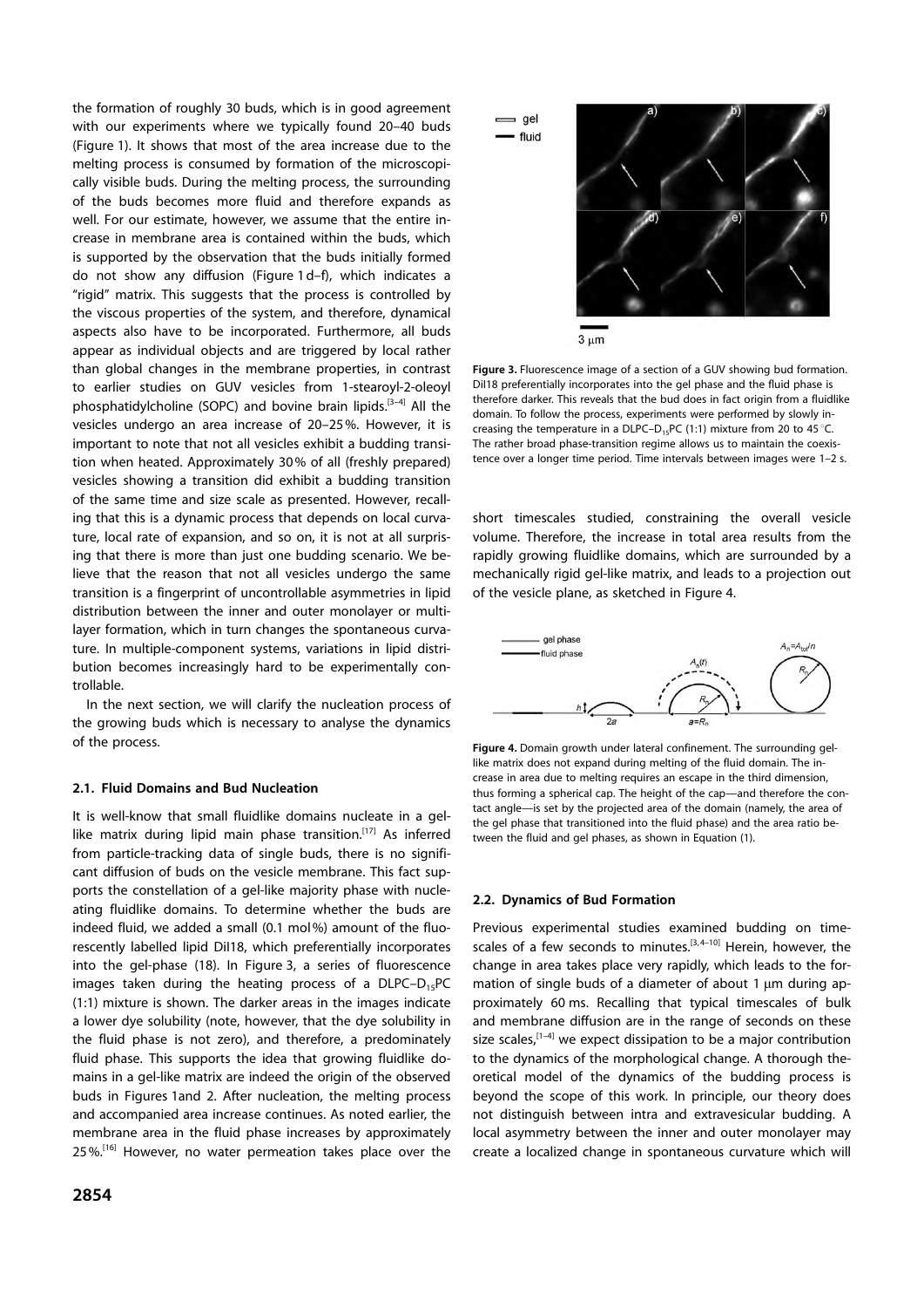the formation of roughly 30 buds, which is in good agreement with our experiments where we typically found 20–40 buds (Figure 1). It shows that most of the area increase due to the melting process is consumed by formation of the microscopically visible buds. During the melting process, the surrounding of the buds becomes more fluid and therefore expands as well. For our estimate, however, we assume that the entire increase in membrane area is contained within the buds, which is supported by the observation that the buds initially formed do not show any diffusion (Figure 1 d–f), which indicates a "rigid" matrix. This suggests that the process is controlled by the viscous properties of the system, and therefore, dynamical aspects also have to be incorporated. Furthermore, all buds appear as individual objects and are triggered by local rather than global changes in the membrane properties, in contrast to earlier studies on GUV vesicles from 1-stearoyl-2-oleoyl phosphatidylcholine (SOPC) and bovine brain lipids.[3–4] All the vesicles undergo an area increase of 20–25 %. However, it is important to note that not all vesicles exhibit a budding transition when heated. Approximately 30 % of all (freshly prepared) vesicles showing a transition did exhibit a budding transition of the same time and size scale as presented. However, recalling that this is a dynamic process that depends on local curvature, local rate of expansion, and so on, it is not at all surprising that there is more than just one budding scenario. We believe that the reason that not all vesicles undergo the same transition is a fingerprint of uncontrollable asymmetries in lipid distribution between the inner and outer monolayer or multilayer formation, which in turn changes the spontaneous curvature. In multiple-component systems, variations in lipid distribution becomes increasingly hard to be experimentally controllable.

In the next section, we will clarify the nucleation process of the growing buds which is necessary to analyse the dynamics of the process.

### 2.1. Fluid Domains and Bud Nucleation

It is well-know that small fluidlike domains nucleate in a gel-like matrix during lipid main phase transition.[17] As inferred from particle-tracking data of single buds, there is no significant diffusion of buds on the vesicle membrane. This fact supports the constellation of a gel-like majority phase with nucleating fluidlike domains. To determine whether the buds are indeed fluid, we added a small (0.1 mol %) amount of the fluorescently labelled lipid DiI18, which preferentially incorporates into the gel-phase (18). In Figure 3, a series of fluorescence images taken during the heating process of a DLPC–$D_{15}$PC (1:1) mixture is shown. The darker areas in the images indicate a lower dye solubility (note, however, that the dye solubility in the fluid phase is not zero), and therefore, a predominately fluid phase. This supports the idea that growing fluidlike domains in a gel-like matrix are indeed the origin of the observed buds in Figures 1and 2. After nucleation, the melting process and accompanied area increase continues. As noted earlier, the membrane area in the fluid phase increases by approximately 25 %.[16] However, no water permeation takes place over the short timescales studied, constraining the overall vesicle volume. Therefore, the increase in total area results from the rapidly growing fluidlike domains, which are surrounded by a mechanically rigid gel-like matrix, and leads to a projection out of the vesicle plane, as sketched in Figure 4.

**Figure 3.** Fluorescence image of a section of a GUV showing bud formation. DiI18 preferentially incorporates into the gel phase and the fluid phase is therefore darker. This reveals that the bud does in fact origin from a fluidlike domain. To follow the process, experiments were performed by slowly increasing the temperature in a DLPC–$D_{15}$PC (1:1) mixture from 20 to 45 °C. The rather broad phase-transition regime allows us to maintain the coexistence over a longer time period. Time intervals between images were 1–2 s.

**Figure 4.** Domain growth under lateral confinement. The surrounding gel-like matrix does not expand during melting of the fluid domain. The increase in area due to melting requires an escape in the third dimension, thus forming a spherical cap. The height of the cap—and therefore the contact angle—is set by the projected area of the domain (namely, the area of the gel phase that transitioned into the fluid phase) and the area ratio between the fluid and gel phases, as shown in Equation (1).

### 2.2. Dynamics of Bud Formation

Previous experimental studies examined budding on timescales of a few seconds to minutes.[3,4–10] Herein, however, the change in area takes place very rapidly, which leads to the formation of single buds of a diameter of about 1 μm during approximately 60 ms. Recalling that typical timescales of bulk and membrane diffusion are in the range of seconds on these size scales,[1–4] we expect dissipation to be a major contribution to the dynamics of the morphological change. A thorough theoretical model of the dynamics of the budding process is beyond the scope of this work. In principle, our theory does not distinguish between intra and extravesicular budding. A local asymmetry between the inner and outer monolayer may create a localized change in spontaneous curvature which will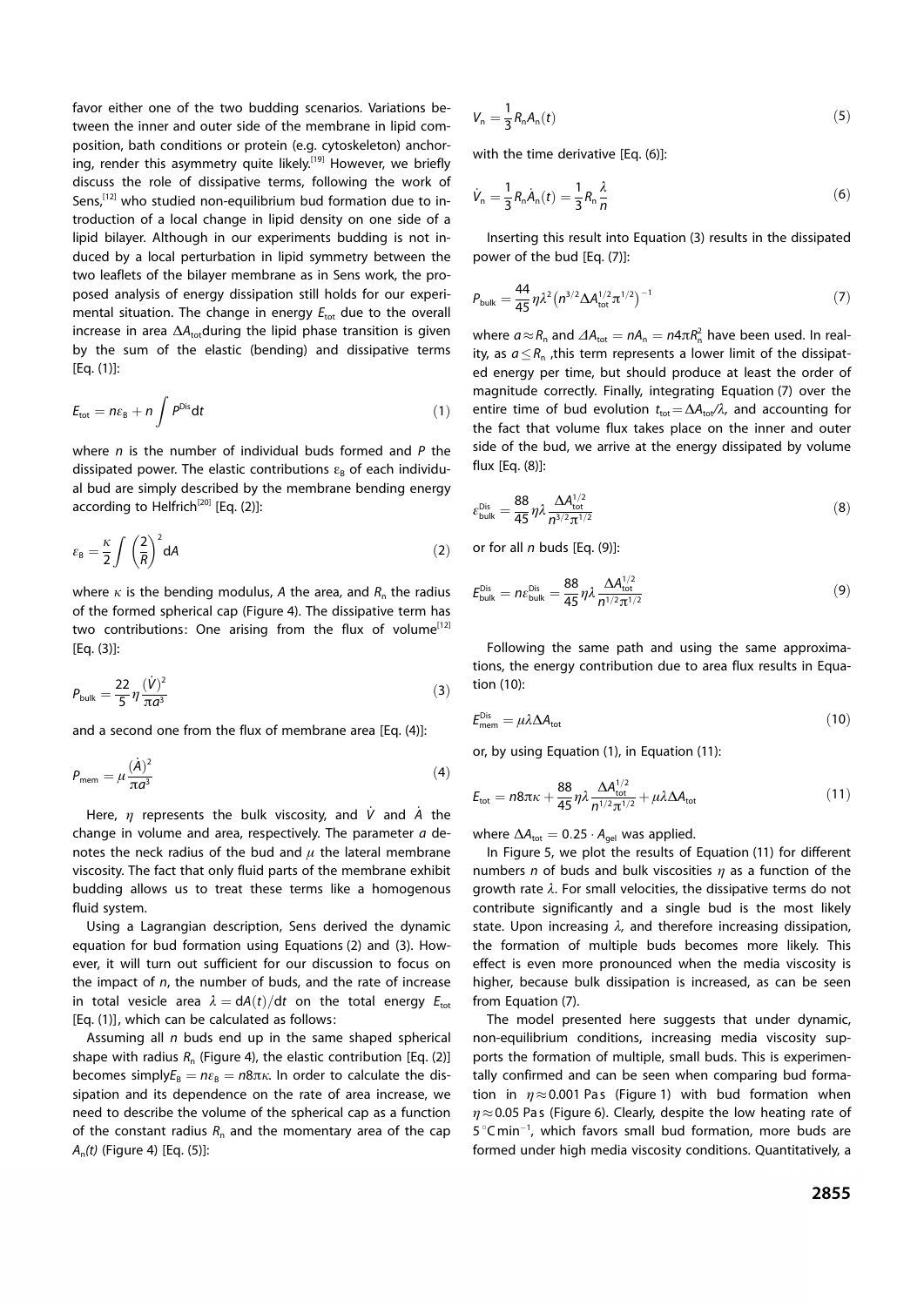favor either one of the two budding scenarios. Variations between the inner and outer side of the membrane in lipid composition, bath conditions or protein (e.g. cytoskeleton) anchoring, render this asymmetry quite likely.[19] However, we briefly discuss the role of dissipative terms, following the work of Sens,[12] who studied non-equilibrium bud formation due to introduction of a local change in lipid density on one side of a lipid bilayer. Although in our experiments budding is not induced by a local perturbation in lipid symmetry between the two leaflets of the bilayer membrane as in Sens work, the proposed analysis of energy dissipation still holds for our experimental situation. The change in energy $E_{tot}$ due to the overall increase in area $\Delta A_{tot}$ during the lipid phase transition is given by the sum of the elastic (bending) and dissipative terms [Eq. (1)]:

$$E_{tot} = n\varepsilon_B + n\int P^{Dis}dt \tag{1}$$

where $n$ is the number of individual buds formed and $P$ the dissipated power. The elastic contributions $\varepsilon_B$ of each individual bud are simply described by the membrane bending energy according to Helfrich[20] [Eq. (2)]:

$$\varepsilon_B = \frac{\kappa}{2}\int\left(\frac{2}{R}\right)^2 dA \tag{2}$$

where $\kappa$ is the bending modulus, $A$ the area, and $R_n$ the radius of the formed spherical cap (Figure 4). The dissipative term has two contributions: One arising from the flux of volume[12] [Eq. (3)]:

$$P_{bulk} = \frac{22}{5}\eta\frac{(\dot{V})^2}{\pi a^3} \tag{3}$$

and a second one from the flux of membrane area [Eq. (4)]:

$$P_{mem} = \mu\frac{(\dot{A})^2}{\pi a^3} \tag{4}$$

Here, $\eta$ represents the bulk viscosity, and $\dot{V}$ and $\dot{A}$ the change in volume and area, respectively. The parameter $a$ denotes the neck radius of the bud and $\mu$ the lateral membrane viscosity. The fact that only fluid parts of the membrane exhibit budding allows us to treat these terms like a homogenous fluid system.

Using a Lagrangian description, Sens derived the dynamic equation for bud formation using Equations (2) and (3). However, it will turn out sufficient for our discussion to focus on the impact of $n$, the number of buds, and the rate of increase in total vesicle area $\lambda = dA(t)/dt$ on the total energy $E_{tot}$ [Eq. (1)], which can be calculated as follows:

Assuming all $n$ buds end up in the same shaped spherical shape with radius $R_n$ (Figure 4), the elastic contribution [Eq. (2)] becomes simply $E_B = n\varepsilon_B = n8\pi\kappa$. In order to calculate the dissipation and its dependence on the rate of area increase, we need to describe the volume of the spherical cap as a function of the constant radius $R_n$ and the momentary area of the cap $A_n(t)$ (Figure 4) [Eq. (5)]:

$$V_n = \frac{1}{3}R_n A_n(t) \tag{5}$$

with the time derivative [Eq. (6)]:

$$\dot{V}_n = \frac{1}{3}R_n\dot{A}_n(t) = \frac{1}{3}R_n\frac{\lambda}{n} \tag{6}$$

Inserting this result into Equation (3) results in the dissipated power of the bud [Eq. (7)]:

$$P_{bulk} = \frac{44}{45}\eta\lambda^2\left(n^{3/2}\Delta A_{tot}^{1/2}\pi^{1/2}\right)^{-1} \tag{7}$$

where $a \approx R_n$ and $\Delta A_{tot} = nA_n = n4\pi R_n^2$ have been used. In reality, as $a \leq R_n$ ,this term represents a lower limit of the dissipated energy per time, but should produce at least the order of magnitude correctly. Finally, integrating Equation (7) over the entire time of bud evolution $t_{tot} = \Delta A_{tot}/\lambda$, and accounting for the fact that volume flux takes place on the inner and outer side of the bud, we arrive at the energy dissipated by volume flux [Eq. (8)]:

$$\varepsilon_{bulk}^{Dis} = \frac{88}{45}\eta\lambda\frac{\Delta A_{tot}^{1/2}}{n^{3/2}\pi^{1/2}} \tag{8}$$

or for all $n$ buds [Eq. (9)]:

$$E_{bulk}^{Dis} = n\varepsilon_{bulk}^{Dis} = \frac{88}{45}\eta\lambda\frac{\Delta A_{tot}^{1/2}}{n^{1/2}\pi^{1/2}} \tag{9}$$

Following the same path and using the same approximations, the energy contribution due to area flux results in Equation (10):

$$E_{mem}^{Dis} = \mu\lambda\Delta A_{tot} \tag{10}$$

or, by using Equation (1), in Equation (11):

$$E_{tot} = n8\pi\kappa + \frac{88}{45}\eta\lambda\frac{\Delta A_{tot}^{1/2}}{n^{1/2}\pi^{1/2}} + \mu\lambda\Delta A_{tot} \tag{11}$$

where $\Delta A_{tot} = 0.25 \cdot A_{gel}$ was applied.

In Figure 5, we plot the results of Equation (11) for different numbers $n$ of buds and bulk viscosities $\eta$ as a function of the growth rate $\lambda$. For small velocities, the dissipative terms do not contribute significantly and a single bud is the most likely state. Upon increasing $\lambda$, and therefore increasing dissipation, the formation of multiple buds becomes more likely. This effect is even more pronounced when the media viscosity is higher, because bulk dissipation is increased, as can be seen from Equation (7).

The model presented here suggests that under dynamic, non-equilibrium conditions, increasing media viscosity supports the formation of multiple, small buds. This is experimentally confirmed and can be seen when comparing bud formation in $\eta \approx 0.001$ Pa s (Figure 1) with bud formation when $\eta \approx 0.05$ Pa s (Figure 6). Clearly, despite the low heating rate of 5 °C min$^{-1}$, which favors small bud formation, more buds are formed under high media viscosity conditions. Quantitatively, a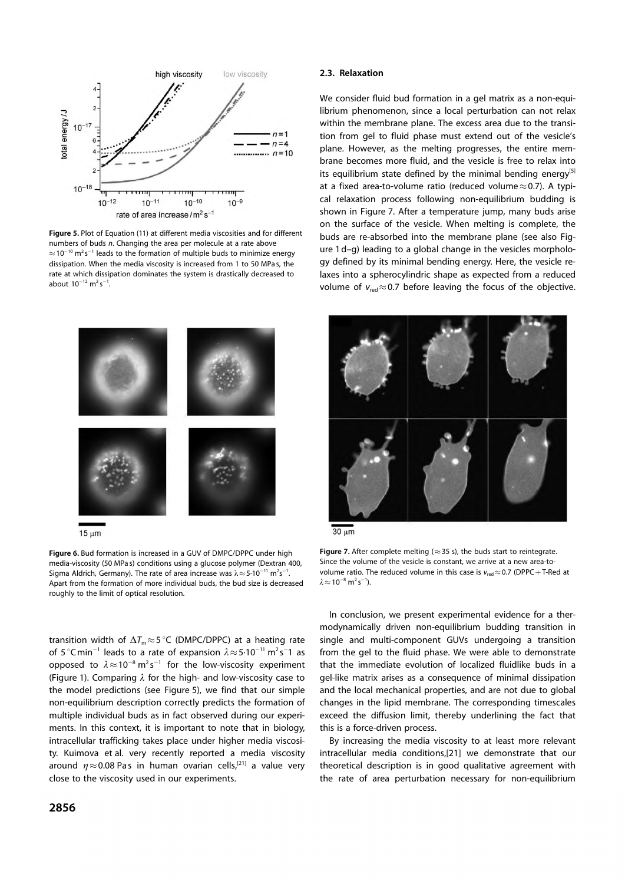**Figure 5.** Plot of Equation (11) at different media viscosities and for different numbers of buds $n$. Changing the area per molecule at a rate above $\approx 10^{-10}\,m^2\,s^{-1}$ leads to the formation of multiple buds to minimize energy dissipation. When the media viscosity is increased from 1 to 50 MPa s, the rate at which dissipation dominates the system is drastically decreased to about $10^{-12}\,m^2\,s^{-1}$.

**Figure 6.** Bud formation is increased in a GUV of DMPC/DPPC under high media-viscosity (50 MPa s) conditions using a glucose polymer (Dextran 400, Sigma Aldrich, Germany). The rate of area increase was $\lambda \approx 5{\cdot}10^{-11}\,m^2\,s^{-1}$. Apart from the formation of more individual buds, the bud size is decreased roughly to the limit of optical resolution.

transition width of $\Delta T_m \approx 5\,^{\circ}C$ (DMPC/DPPC) at a heating rate of $5\,^{\circ}C\,min^{-1}$ leads to a rate of expansion $\lambda \approx 5{\cdot}10^{-11}\,m^2\,s^{-1}$ as opposed to $\lambda \approx 10^{-8}\,m^2\,s^{-1}$ for the low-viscosity experiment (Figure 1). Comparing $\lambda$ for the high- and low-viscosity case to the model predictions (see Figure 5), we find that our simple non-equilibrium description correctly predicts the formation of multiple individual buds as in fact observed during our experiments. In this context, it is important to note that in biology, intracellular trafficking takes place under higher media viscosity. Kuimova et al. very recently reported a media viscosity around $\eta \approx 0.08$ Pa s in human ovarian cells,[21] a value very close to the viscosity used in our experiments.

### 2.3. Relaxation

We consider fluid bud formation in a gel matrix as a non-equilibrium phenomenon, since a local perturbation can not relax within the membrane plane. The excess area due to the transition from gel to fluid phase must extend out of the vesicle's plane. However, as the melting progresses, the entire membrane becomes more fluid, and the vesicle is free to relax into its equilibrium state defined by the minimal bending energy[5] at a fixed area-to-volume ratio (reduced volume $\approx 0.7$). A typical relaxation process following non-equilibrium budding is shown in Figure 7. After a temperature jump, many buds arise on the surface of the vesicle. When melting is complete, the buds are re-absorbed into the membrane plane (see also Figure 1d–g) leading to a global change in the vesicles morphology defined by its minimal bending energy. Here, the vesicle relaxes into a spherocylindric shape as expected from a reduced volume of $v_{red} \approx 0.7$ before leaving the focus of the objective.

**Figure 7.** After complete melting ($\approx 35$ s), the buds start to reintegrate. Since the volume of the vesicle is constant, we arrive at a new area-to-volume ratio. The reduced volume in this case is $v_{red} \approx 0.7$ (DPPC + T-Red at $\lambda \approx 10^{-8}\,m^2\,s^{-1}$).

In conclusion, we present experimental evidence for a thermodynamically driven non-equilibrium budding transition in single and multi-component GUVs undergoing a transition from the gel to the fluid phase. We were able to demonstrate that the immediate evolution of localized fluidlike buds in a gel-like matrix arises as a consequence of minimal dissipation and the local mechanical properties, and are not due to global changes in the lipid membrane. The corresponding timescales exceed the diffusion limit, thereby underlining the fact that this is a force-driven process.

By increasing the media viscosity to at least more relevant intracellular media conditions,[21] we demonstrate that our theoretical description is in good qualitative agreement with the rate of area perturbation necessary for non-equilibrium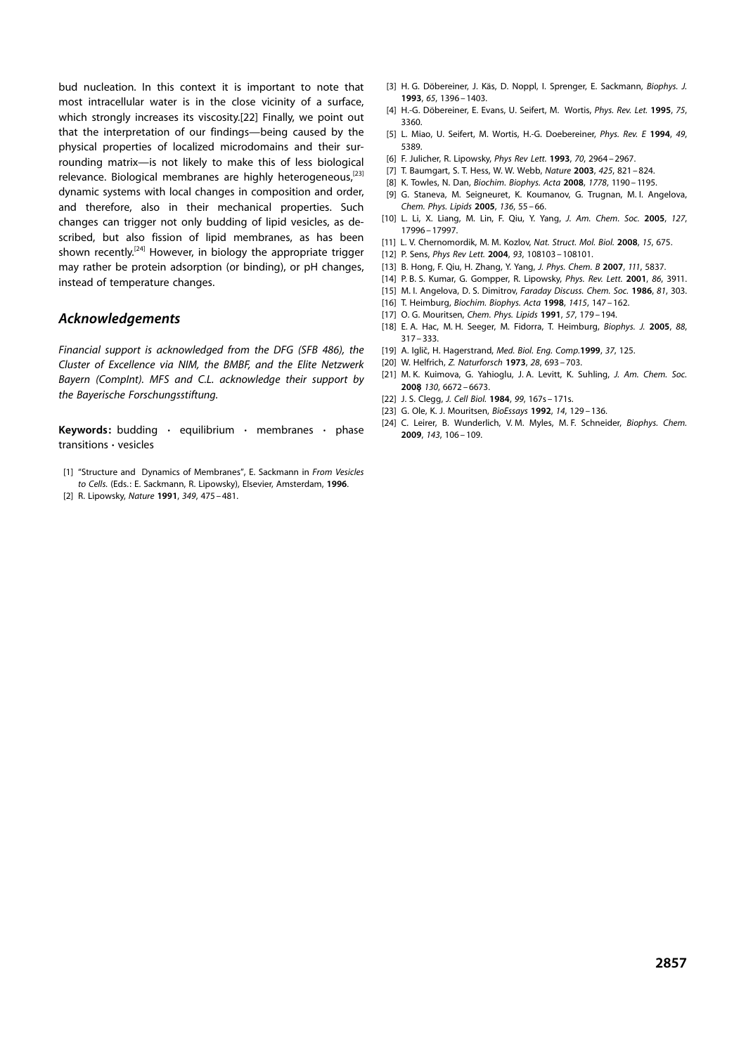bud nucleation. In this context it is important to note that most intracellular water is in the close vicinity of a surface, which strongly increases its viscosity.[22] Finally, we point out that the interpretation of our findings—being caused by the physical properties of localized microdomains and their surrounding matrix—is not likely to make this of less biological relevance. Biological membranes are highly heterogeneous,[23] dynamic systems with local changes in composition and order, and therefore, also in their mechanical properties. Such changes can trigger not only budding of lipid vesicles, as described, but also fission of lipid membranes, as has been shown recently.[24] However, in biology the appropriate trigger may rather be protein adsorption (or binding), or pH changes, instead of temperature changes.

## *Acknowledgements*

*Financial support is acknowledged from the DFG (SFB 486), the Cluster of Excellence via NIM, the BMBF, and the Elite Netzwerk Bayern (CompInt). MFS and C.L. acknowledge their support by the Bayerische Forschungsstiftung.*

**Keywords:** budding · equilibrium · membranes · phase transitions · vesicles

[1] "Structure and Dynamics of Membranes", E. Sackmann in *From Vesicles to Cells.* (Eds.: E. Sackmann, R. Lipowsky), Elsevier, Amsterdam, **1996**.
[2] R. Lipowsky, *Nature* **1991**, *349*, 475–481.
[3] H. G. Döbereiner, J. Käs, D. Noppl, I. Sprenger, E. Sackmann, *Biophys. J.* **1993**, *65*, 1396–1403.
[4] H.-G. Döbereiner, E. Evans, U. Seifert, M. Wortis, *Phys. Rev. Let.* **1995**, *75*, 3360.
[5] L. Miao, U. Seifert, M. Wortis, H.-G. Doebereiner, *Phys. Rev. E* **1994**, *49*, 5389.
[6] F. Julicher, R. Lipowsky, *Phys Rev Lett.* **1993**, *70*, 2964–2967.
[7] T. Baumgart, S. T. Hess, W. W. Webb, *Nature* **2003**, *425*, 821–824.
[8] K. Towles, N. Dan, *Biochim. Biophys. Acta* **2008**, *1778*, 1190–1195.
[9] G. Staneva, M. Seigneuret, K. Koumanov, G. Trugnan, M. I. Angelova, *Chem. Phys. Lipids* **2005**, *136*, 55–66.
[10] L. Li, X. Liang, M. Lin, F. Qiu, Y. Yang, *J. Am. Chem. Soc.* **2005**, *127*, 17996–17997.
[11] L. V. Chernomordik, M. M. Kozlov, *Nat. Struct. Mol. Biol.* **2008**, *15*, 675.
[12] P. Sens, *Phys Rev Lett.* **2004**, *93*, 108103–108101.
[13] B. Hong, F. Qiu, H. Zhang, Y. Yang, *J. Phys. Chem. B* **2007**, *111*, 5837.
[14] P. B. S. Kumar, G. Gompper, R. Lipowsky, *Phys. Rev. Lett.* **2001**, *86*, 3911.
[15] M. I. Angelova, D. S. Dimitrov, *Faraday Discuss. Chem. Soc.* **1986**, *81*, 303.
[16] T. Heimburg, *Biochim. Biophys. Acta* **1998**, *1415*, 147–162.
[17] O. G. Mouritsen, *Chem. Phys. Lipids* **1991**, *57*, 179–194.
[18] E. A. Hac, M. H. Seeger, M. Fidorra, T. Heimburg, *Biophys. J.* **2005**, *88*, 317–333.
[19] A. Iglič, H. Hagerstrand, *Med. Biol. Eng. Comp.* **1999**, *37*, 125.
[20] W. Helfrich, *Z. Naturforsch* **1973**, *28*, 693–703.
[21] M. K. Kuimova, G. Yahioglu, J. A. Levitt, K. Suhling, *J. Am. Chem. Soc.* **2008** *130*, 6672–6673.
[22] J. S. Clegg, *J. Cell Biol.* **1984**, *99*, 167s–171s.
[23] G. Ole, K. J. Mouritsen, *BioEssays* **1992**, *14*, 129–136.
[24] C. Leirer, B. Wunderlich, V. M. Myles, M. F. Schneider, *Biophys. Chem.* **2009**, *143*, 106–109.